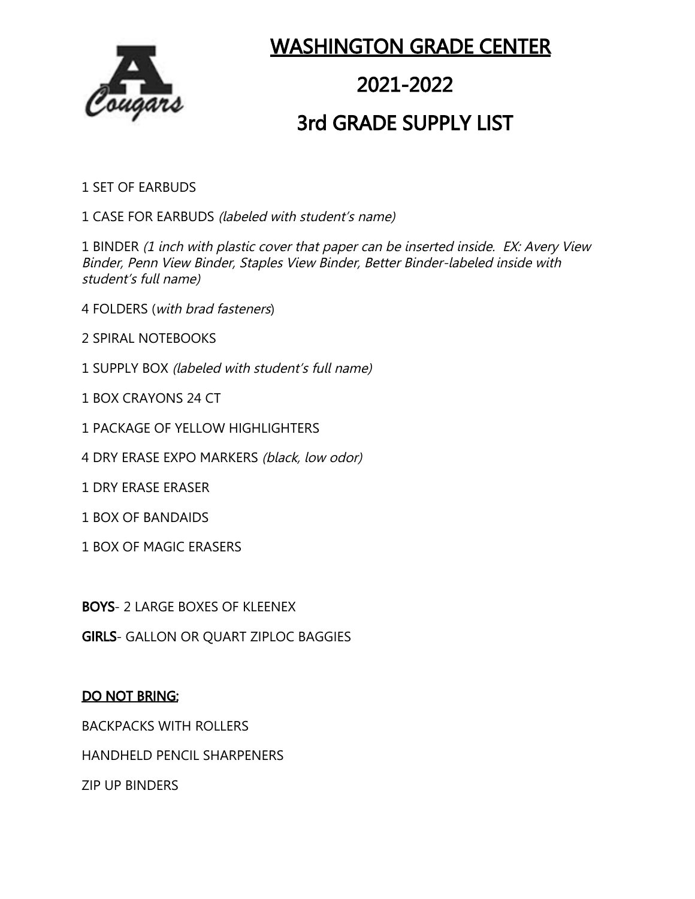# WASHINGTON GRADE CENTER

# 2021-2022

# 3rd GRADE SUPPLY LIST

1 SET OF EARBUDS

1 CASE FOR EARBUDS *(labeled with student's name)*

1 BINDER *(1 inch with plastic cover that paper can be inserted inside. EX: Avery View Binder, Penn View Binder, Staples View Binder, Better Binder-labeled inside with student's full name)*

4 FOLDERS (*with brad fasteners*)

2 SPIRAL NOTEBOOKS

1 SUPPLY BOX *(labeled with student's full name)*

1 BOX CRAYONS 24 CT

1 PACKAGE OF YELLOW HIGHLIGHTERS

4 DRY ERASE EXPO MARKERS *(black, low odor)*

1 DRY ERASE ERASER

1 BOX OF BANDAIDS

1 BOX OF MAGIC ERASERS

**BOYS**- 2 LARGE BOXES OF KLEENEX

**GIRLS**- GALLON OR QUART ZIPLOC BAGGIES

**DO NOT BRING:**

BACKPACKS WITH ROLLERS

HANDHELD PENCIL SHARPENERS

ZIP UP BINDERS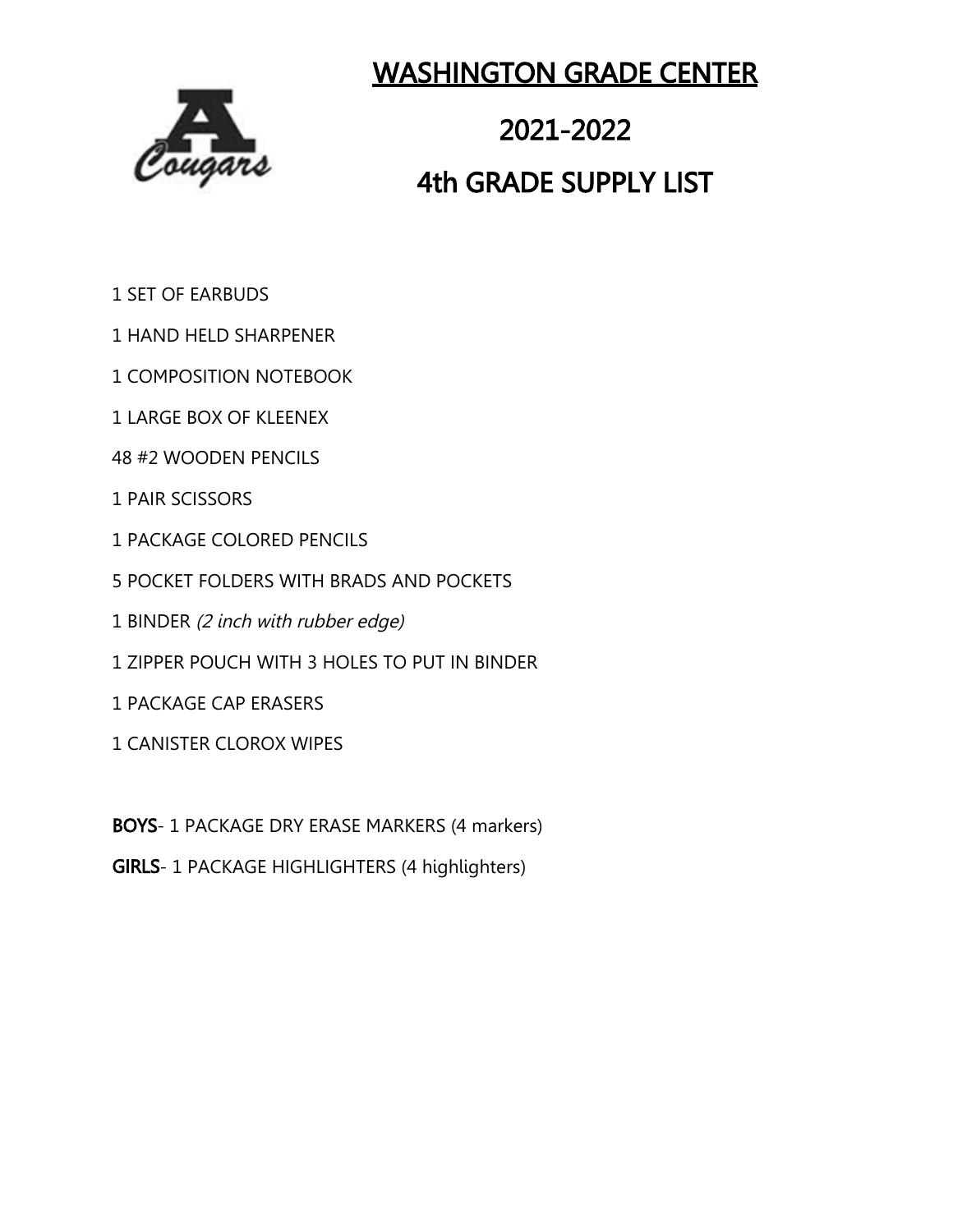# <u>WASHINGTON GRADE CENTER</u>

## 2021-2022

## 4th GRADE SUPPLY LIST

1 SET OF EARBUDS

1 HAND HELD SHARPENER

1 COMPOSITION NOTEBOOK

1 LARGE BOX OF KLEENEX

48 #2 WOODEN PENCILS

1 PAIR SCISSORS

1 PACKAGE COLORED PENCILS

5 POCKET FOLDERS WITH BRADS AND POCKETS

1 BINDER *(2 inch with rubber edge)*

1 ZIPPER POUCH WITH 3 HOLES TO PUT IN BINDER

1 PACKAGE CAP ERASERS

1 CANISTER CLOROX WIPES

**BOYS**- 1 PACKAGE DRY ERASE MARKERS (4 markers)

**GIRLS**- 1 PACKAGE HIGHLIGHTERS (4 highlighters)